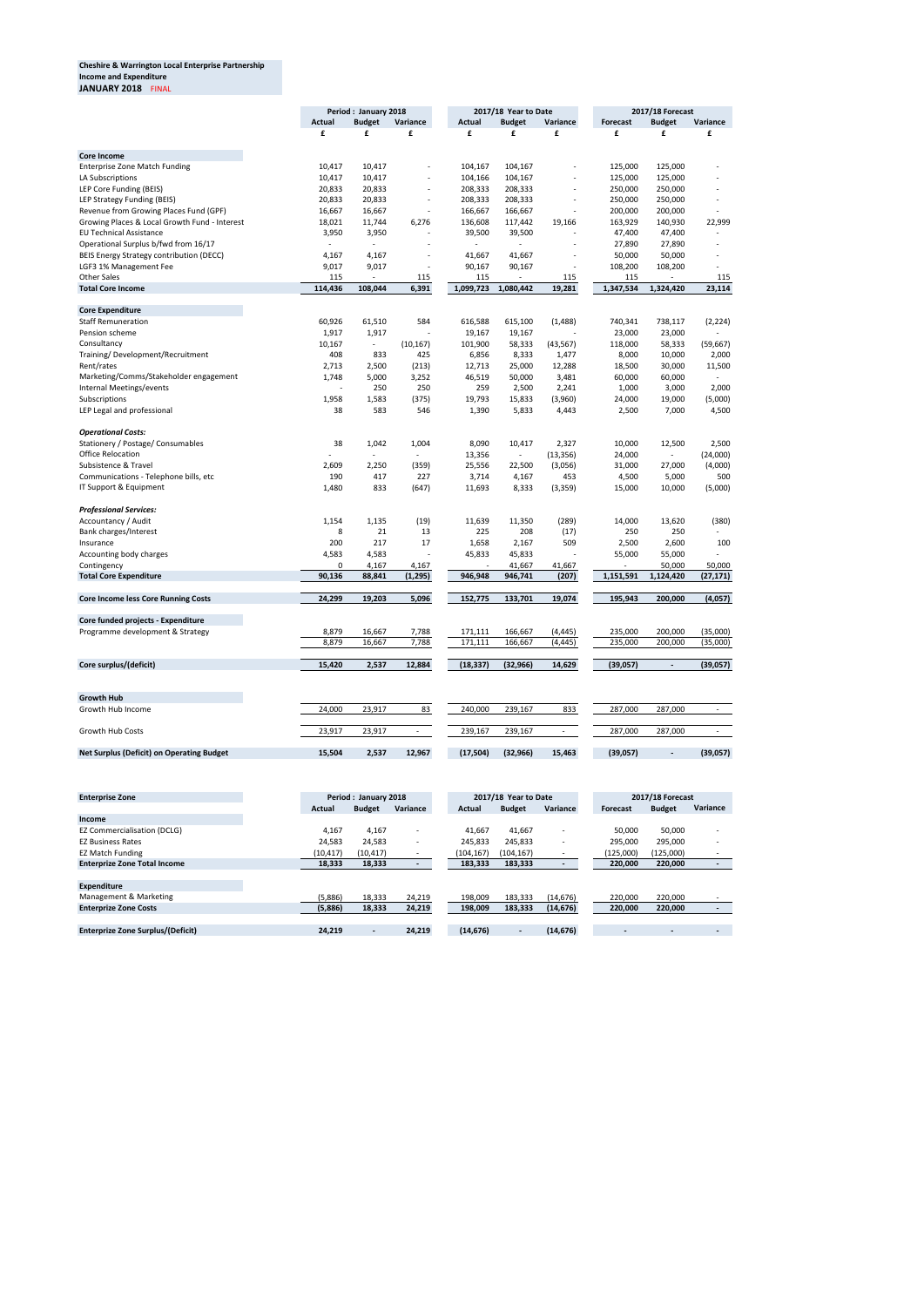**Cheshire & Warrington Local Enterprise Partnership**
**Income and Expenditure**
**JANUARY 2018** FINAL

| | Period : January 2018 | | | 2017/18 Year to Date | | | 2017/18 Forecast | | |
|---|---|---|---|---|---|---|---|---|---|
| | **Actual** | **Budget** | **Variance** | **Actual** | **Budget** | **Variance** | **Forecast** | **Budget** | **Variance** |
| | **£** | **£** | **£** | **£** | **£** | **£** | **£** | **£** | **£** |
| **Core Income** | | | | | | | | | |
| Enterprise Zone Match Funding | 10,417 | 10,417 | - | 104,167 | 104,167 | - | 125,000 | 125,000 | - |
| LA Subscriptions | 10,417 | 10,417 | - | 104,166 | 104,167 | - | 125,000 | 125,000 | - |
| LEP Core Funding (BEIS) | 20,833 | 20,833 | - | 208,333 | 208,333 | - | 250,000 | 250,000 | - |
| LEP Strategy Funding (BEIS) | 20,833 | 20,833 | - | 208,333 | 208,333 | - | 250,000 | 250,000 | - |
| Revenue from Growing Places Fund (GPF) | 16,667 | 16,667 | - | 166,667 | 166,667 | - | 200,000 | 200,000 | - |
| Growing Places & Local Growth Fund - Interest | 18,021 | 11,744 | 6,276 | 136,608 | 117,442 | 19,166 | 163,929 | 140,930 | 22,999 |
| EU Technical Assistance | 3,950 | 3,950 | - | 39,500 | 39,500 | - | 47,400 | 47,400 | - |
| Operational Surplus b/fwd from 16/17 | | - | - | | | - | 27,890 | 27,890 | - |
| BEIS Energy Strategy contribution (DECC) | 4,167 | 4,167 | - | 41,667 | 41,667 | - | 50,000 | 50,000 | - |
| LGF3 1% Management Fee | 9,017 | 9,017 | - | 90,167 | 90,167 | - | 108,200 | 108,200 | - |
| Other Sales | 115 | - | 115 | 115 | - | 115 | 115 | - | 115 |
| **Total Core Income** | **114,436** | **108,044** | **6,391** | **1,099,723** | **1,080,442** | **19,281** | **1,347,534** | **1,324,420** | **23,114** |
| **Core Expenditure** | | | | | | | | | |
| Staff Remuneration | 60,926 | 61,510 | 584 | 616,588 | 615,100 | (1,488) | 740,341 | 738,117 | (2,224) |
| Pension scheme | 1,917 | 1,917 | - | 19,167 | 19,167 | - | 23,000 | 23,000 | - |
| Consultancy | 10,167 | - | (10,167) | 101,900 | 58,333 | (43,567) | 118,000 | 58,333 | (59,667) |
| Training/ Development/Recruitment | 408 | 833 | 425 | 6,856 | 8,333 | 1,477 | 8,000 | 10,000 | 2,000 |
| Rent/rates | 2,713 | 2,500 | (213) | 12,713 | 25,000 | 12,288 | 18,500 | 30,000 | 11,500 |
| Marketing/Comms/Stakeholder engagement | 1,748 | 5,000 | 3,252 | 46,519 | 50,000 | 3,481 | 60,000 | 60,000 | - |
| Internal Meetings/events | - | 250 | 250 | 259 | 2,500 | 2,241 | 1,000 | 3,000 | 2,000 |
| Subscriptions | 1,958 | 1,583 | (375) | 19,793 | 15,833 | (3,960) | 24,000 | 19,000 | (5,000) |
| LEP Legal and professional | 38 | 583 | 546 | 1,390 | 5,833 | 4,443 | 2,500 | 7,000 | 4,500 |
| ***Operational Costs:*** | | | | | | | | | |
| Stationery / Postage/ Consumables | 38 | 1,042 | 1,004 | 8,090 | 10,417 | 2,327 | 10,000 | 12,500 | 2,500 |
| Office Relocation | - | - | - | 13,356 | - | (13,356) | 24,000 | - | (24,000) |
| Subsistence & Travel | 2,609 | 2,250 | (359) | 25,556 | 22,500 | (3,056) | 31,000 | 27,000 | (4,000) |
| Communications - Telephone bills, etc | 190 | 417 | 227 | 3,714 | 4,167 | 453 | 4,500 | 5,000 | 500 |
| IT Support & Equipment | 1,480 | 833 | (647) | 11,693 | 8,333 | (3,359) | 15,000 | 10,000 | (5,000) |
| ***Professional Services:*** | | | | | | | | | |
| Accountancy / Audit | 1,154 | 1,135 | (19) | 11,639 | 11,350 | (289) | 14,000 | 13,620 | (380) |
| Bank charges/Interest | 8 | 21 | 13 | 225 | 208 | (17) | 250 | 250 | - |
| Insurance | 200 | 217 | 17 | 1,658 | 2,167 | 509 | 2,500 | 2,600 | 100 |
| Accounting body charges | 4,583 | 4,583 | - | 45,833 | 45,833 | - | 55,000 | 55,000 | - |
| Contingency | 0 | 4,167 | 4,167 | - | 41,667 | 41,667 | - | 50,000 | 50,000 |
| **Total Core Expenditure** | **90,136** | **88,841** | **(1,295)** | **946,948** | **946,741** | **(207)** | **1,151,591** | **1,124,420** | **(27,171)** |
| **Core Income less Core Running Costs** | **24,299** | **19,203** | **5,096** | **152,775** | **133,701** | **19,074** | **195,943** | **200,000** | **(4,057)** |
| **Core funded projects - Expenditure** | | | | | | | | | |
| Programme development & Strategy | 8,879 | 16,667 | 7,788 | 171,111 | 166,667 | (4,445) | 235,000 | 200,000 | (35,000) |
| | 8,879 | 16,667 | 7,788 | 171,111 | 166,667 | (4,445) | 235,000 | 200,000 | (35,000) |
| **Core surplus/(deficit)** | **15,420** | **2,537** | **12,884** | **(18,337)** | **(32,966)** | **14,629** | **(39,057)** | **-** | **(39,057)** |
| **Growth Hub** | | | | | | | | | |
| Growth Hub Income | 24,000 | 23,917 | 83 | 240,000 | 239,167 | 833 | 287,000 | 287,000 | - |
| Growth Hub Costs | 23,917 | 23,917 | - | 239,167 | 239,167 | - | 287,000 | 287,000 | - |
| **Net Surplus (Deficit) on Operating Budget** | **15,504** | **2,537** | **12,967** | **(17,504)** | **(32,966)** | **15,463** | **(39,057)** | **-** | **(39,057)** |

| **Enterprise Zone** | Period : January 2018 | | | 2017/18 Year to Date | | | 2017/18 Forecast | | |
|---|---|---|---|---|---|---|---|---|---|
| | **Actual** | **Budget** | **Variance** | **Actual** | **Budget** | **Variance** | **Forecast** | **Budget** | **Variance** |
| **Income** | | | | | | | | | |
| EZ Commercialisation (DCLG) | 4,167 | 4,167 | - | 41,667 | 41,667 | - | 50,000 | 50,000 | - |
| EZ Business Rates | 24,583 | 24,583 | - | 245,833 | 245,833 | - | 295,000 | 295,000 | - |
| EZ Match Funding | (10,417) | (10,417) | - | (104,167) | (104,167) | - | (125,000) | (125,000) | - |
| **Enterprize Zone Total Income** | **18,333** | **18,333** | **-** | **183,333** | **183,333** | **-** | **220,000** | **220,000** | **-** |
| **Expenditure** | | | | | | | | | |
| Management & Marketing | (5,886) | 18,333 | 24,219 | 198,009 | 183,333 | (14,676) | 220,000 | 220,000 | - |
| **Enterprize Zone Costs** | **(5,886)** | **18,333** | **24,219** | **198,009** | **183,333** | **(14,676)** | **220,000** | **220,000** | **-** |
| **Enterprize Zone Surplus/(Deficit)** | **24,219** | **-** | **24,219** | **(14,676)** | **-** | **(14,676)** | **-** | **-** | **-** |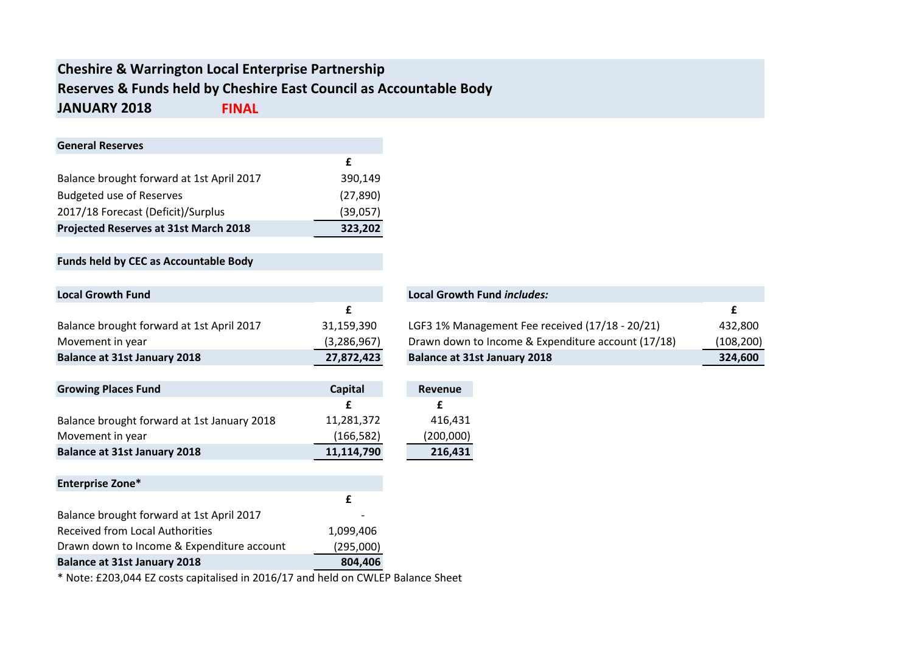# Cheshire & Warrington Local Enterprise Partnership
## Reserves & Funds held by Cheshire East Council as Accountable Body
## JANUARY 2018 FINAL

| General Reserves | |
|---|---|
| | £ |
| Balance brought forward at 1st April 2017 | 390,149 |
| Budgeted use of Reserves | (27,890) |
| 2017/18 Forecast (Deficit)/Surplus | (39,057) |
| **Projected Reserves at 31st March 2018** | **323,202** |

**Funds held by CEC as Accountable Body**

| Local Growth Fund | |
|---|---|
| | £ |
| Balance brought forward at 1st April 2017 | 31,159,390 |
| Movement in year | (3,286,967) |
| **Balance at 31st January 2018** | **27,872,423** |

| Local Growth Fund *includes:* | |
|---|---|
| | £ |
| LGF3 1% Management Fee received (17/18 - 20/21) | 432,800 |
| Drawn down to Income & Expenditure account (17/18) | (108,200) |
| **Balance at 31st January 2018** | **324,600** |

| Growing Places Fund | Capital | Revenue |
|---|---|---|
| | £ | £ |
| Balance brought forward at 1st January 2018 | 11,281,372 | 416,431 |
| Movement in year | (166,582) | (200,000) |
| **Balance at 31st January 2018** | **11,114,790** | **216,431** |

| Enterprise Zone* | |
|---|---|
| | £ |
| Balance brought forward at 1st April 2017 | - |
| Received from Local Authorities | 1,099,406 |
| Drawn down to Income & Expenditure account | (295,000) |
| **Balance at 31st January 2018** | **804,406** |

* Note: £203,044 EZ costs capitalised in 2016/17 and held on CWLEP Balance Sheet